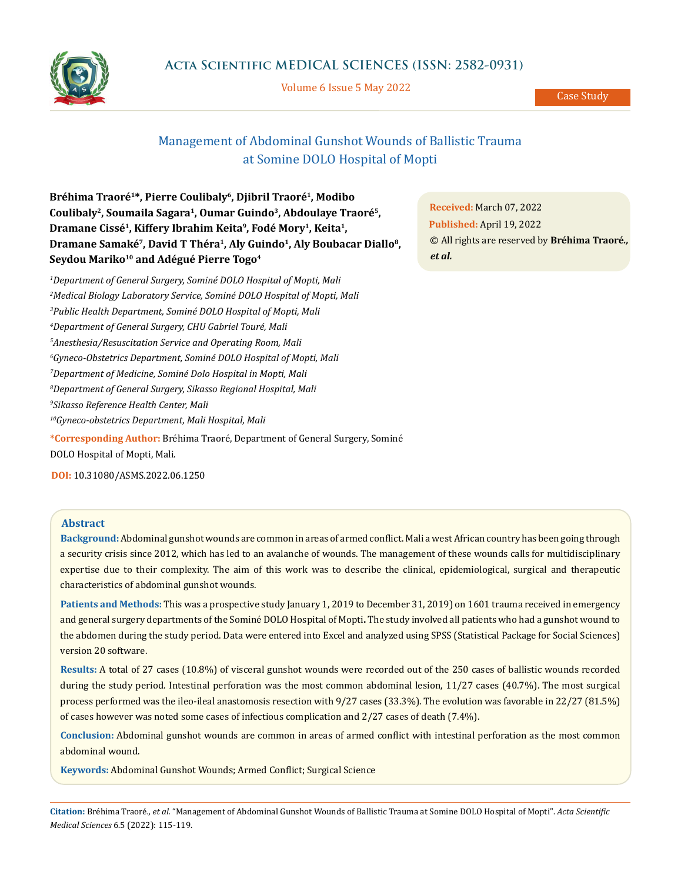Case Study

# Management of Abdominal Gunshot Wounds of Ballistic Trauma at Somine DOLO Hospital of Mopti

**Bréhima Traoré[1]\*, Pierre Coulibaly[6], Djibril Traoré[1], Modibo Coulibaly[2], Soumaila Sagara[1], Oumar Guindo[3], Abdoulaye Traoré[5], Dramane Cissé[1], Kiffery Ibrahim Keita[9], Fodé Mory[1], Keita[1], Dramane Samaké[7], David T Théra[1], Aly Guindo[1], Aly Boubacar Diallo[8], Seydou Mariko[10] and Adégué Pierre Togo[4]**

[1]*Department of General Surgery, Sominé DOLO Hospital of Mopti, Mali*
[2]*Medical Biology Laboratory Service, Sominé DOLO Hospital of Mopti, Mali*
[3]*Public Health Department, Sominé DOLO Hospital of Mopti, Mali*
[4]*Department of General Surgery, CHU Gabriel Touré, Mali*
[5]*Anesthesia/Resuscitation Service and Operating Room, Mali*
[6]*Gyneco-Obstetrics Department, Sominé DOLO Hospital of Mopti, Mali*
[7]*Department of Medicine, Sominé Dolo Hospital in Mopti, Mali*
[8]*Department of General Surgery, Sikasso Regional Hospital, Mali*
[9]*Sikasso Reference Health Center, Mali*
[10]*Gyneco-obstetrics Department, Mali Hospital, Mali*

**\*Corresponding Author:** Bréhima Traoré, Department of General Surgery, Sominé DOLO Hospital of Mopti, Mali.

**DOI:** 10.31080/ASMS.2022.06.1250

**Received:** March 07, 2022
**Published:** April 19, 2022
© All rights are reserved by **Bréhima Traoré., et al.**

## Abstract

**Background:** Abdominal gunshot wounds are common in areas of armed conflict. Mali a west African country has been going through a security crisis since 2012, which has led to an avalanche of wounds. The management of these wounds calls for multidisciplinary expertise due to their complexity. The aim of this work was to describe the clinical, epidemiological, surgical and therapeutic characteristics of abdominal gunshot wounds.

**Patients and Methods:** This was a prospective study January 1, 2019 to December 31, 2019) on 1601 trauma received in emergency and general surgery departments of the Sominé DOLO Hospital of Mopti**.** The study involved all patients who had a gunshot wound to the abdomen during the study period. Data were entered into Excel and analyzed using SPSS (Statistical Package for Social Sciences) version 20 software.

**Results:** A total of 27 cases (10.8%) of visceral gunshot wounds were recorded out of the 250 cases of ballistic wounds recorded during the study period. Intestinal perforation was the most common abdominal lesion, 11/27 cases (40.7%). The most surgical process performed was the ileo-ileal anastomosis resection with 9/27 cases (33.3%). The evolution was favorable in 22/27 (81.5%) of cases however was noted some cases of infectious complication and 2/27 cases of death (7.4%).

**Conclusion:** Abdominal gunshot wounds are common in areas of armed conflict with intestinal perforation as the most common abdominal wound.

**Keywords:** Abdominal Gunshot Wounds; Armed Conflict; Surgical Science

**Citation:** Bréhima Traoré*., et al.* "Management of Abdominal Gunshot Wounds of Ballistic Trauma at Somine DOLO Hospital of Mopti". *Acta Scientific Medical Sciences* 6.5 (2022): 115-119.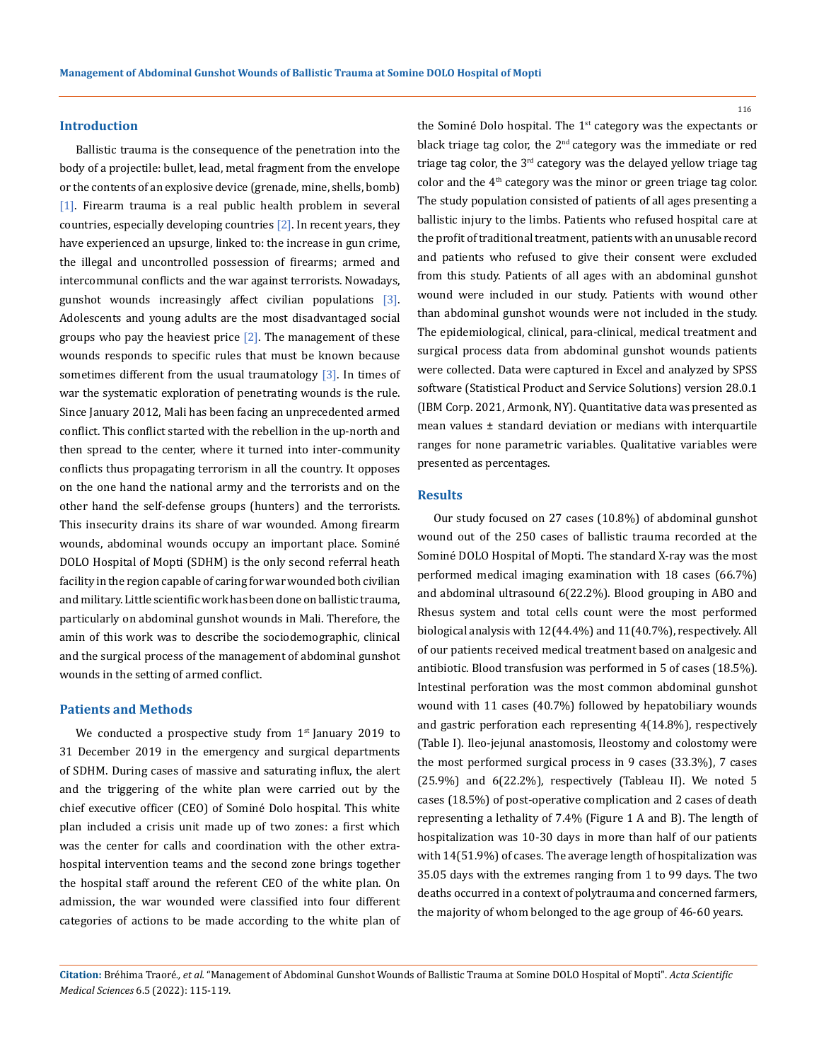## Introduction

Ballistic trauma is the consequence of the penetration into the body of a projectile: bullet, lead, metal fragment from the envelope or the contents of an explosive device (grenade, mine, shells, bomb) [1]. Firearm trauma is a real public health problem in several countries, especially developing countries [2]. In recent years, they have experienced an upsurge, linked to: the increase in gun crime, the illegal and uncontrolled possession of firearms; armed and intercommunal conflicts and the war against terrorists. Nowadays, gunshot wounds increasingly affect civilian populations [3]. Adolescents and young adults are the most disadvantaged social groups who pay the heaviest price [2]. The management of these wounds responds to specific rules that must be known because sometimes different from the usual traumatology [3]. In times of war the systematic exploration of penetrating wounds is the rule. Since January 2012, Mali has been facing an unprecedented armed conflict. This conflict started with the rebellion in the up-north and then spread to the center, where it turned into inter-community conflicts thus propagating terrorism in all the country. It opposes on the one hand the national army and the terrorists and on the other hand the self-defense groups (hunters) and the terrorists. This insecurity drains its share of war wounded. Among firearm wounds, abdominal wounds occupy an important place. Sominé DOLO Hospital of Mopti (SDHM) is the only second referral heath facility in the region capable of caring for war wounded both civilian and military. Little scientific work has been done on ballistic trauma, particularly on abdominal gunshot wounds in Mali. Therefore, the amin of this work was to describe the sociodemographic, clinical and the surgical process of the management of abdominal gunshot wounds in the setting of armed conflict.

## Patients and Methods

We conducted a prospective study from 1st January 2019 to 31 December 2019 in the emergency and surgical departments of SDHM. During cases of massive and saturating influx, the alert and the triggering of the white plan were carried out by the chief executive officer (CEO) of Sominé Dolo hospital. This white plan included a crisis unit made up of two zones: a first which was the center for calls and coordination with the other extra-hospital intervention teams and the second zone brings together the hospital staff around the referent CEO of the white plan. On admission, the war wounded were classified into four different categories of actions to be made according to the white plan of the Sominé Dolo hospital. The 1st category was the expectants or black triage tag color, the 2nd category was the immediate or red triage tag color, the 3rd category was the delayed yellow triage tag color and the 4th category was the minor or green triage tag color. The study population consisted of patients of all ages presenting a ballistic injury to the limbs. Patients who refused hospital care at the profit of traditional treatment, patients with an unusable record and patients who refused to give their consent were excluded from this study. Patients of all ages with an abdominal gunshot wound were included in our study. Patients with wound other than abdominal gunshot wounds were not included in the study. The epidemiological, clinical, para-clinical, medical treatment and surgical process data from abdominal gunshot wounds patients were collected. Data were captured in Excel and analyzed by SPSS software (Statistical Product and Service Solutions) version 28.0.1 (IBM Corp. 2021, Armonk, NY). Quantitative data was presented as mean values ± standard deviation or medians with interquartile ranges for none parametric variables. Qualitative variables were presented as percentages.

## Results

Our study focused on 27 cases (10.8%) of abdominal gunshot wound out of the 250 cases of ballistic trauma recorded at the Sominé DOLO Hospital of Mopti. The standard X-ray was the most performed medical imaging examination with 18 cases (66.7%) and abdominal ultrasound 6(22.2%). Blood grouping in ABO and Rhesus system and total cells count were the most performed biological analysis with 12(44.4%) and 11(40.7%), respectively. All of our patients received medical treatment based on analgesic and antibiotic. Blood transfusion was performed in 5 of cases (18.5%). Intestinal perforation was the most common abdominal gunshot wound with 11 cases (40.7%) followed by hepatobiliary wounds and gastric perforation each representing 4(14.8%), respectively (Table I). Ileo-jejunal anastomosis, Ileostomy and colostomy were the most performed surgical process in 9 cases (33.3%), 7 cases (25.9%) and 6(22.2%), respectively (Tableau II). We noted 5 cases (18.5%) of post-operative complication and 2 cases of death representing a lethality of 7.4% (Figure 1 A and B). The length of hospitalization was 10-30 days in more than half of our patients with 14(51.9%) of cases. The average length of hospitalization was 35.05 days with the extremes ranging from 1 to 99 days. The two deaths occurred in a context of polytrauma and concerned farmers, the majority of whom belonged to the age group of 46-60 years.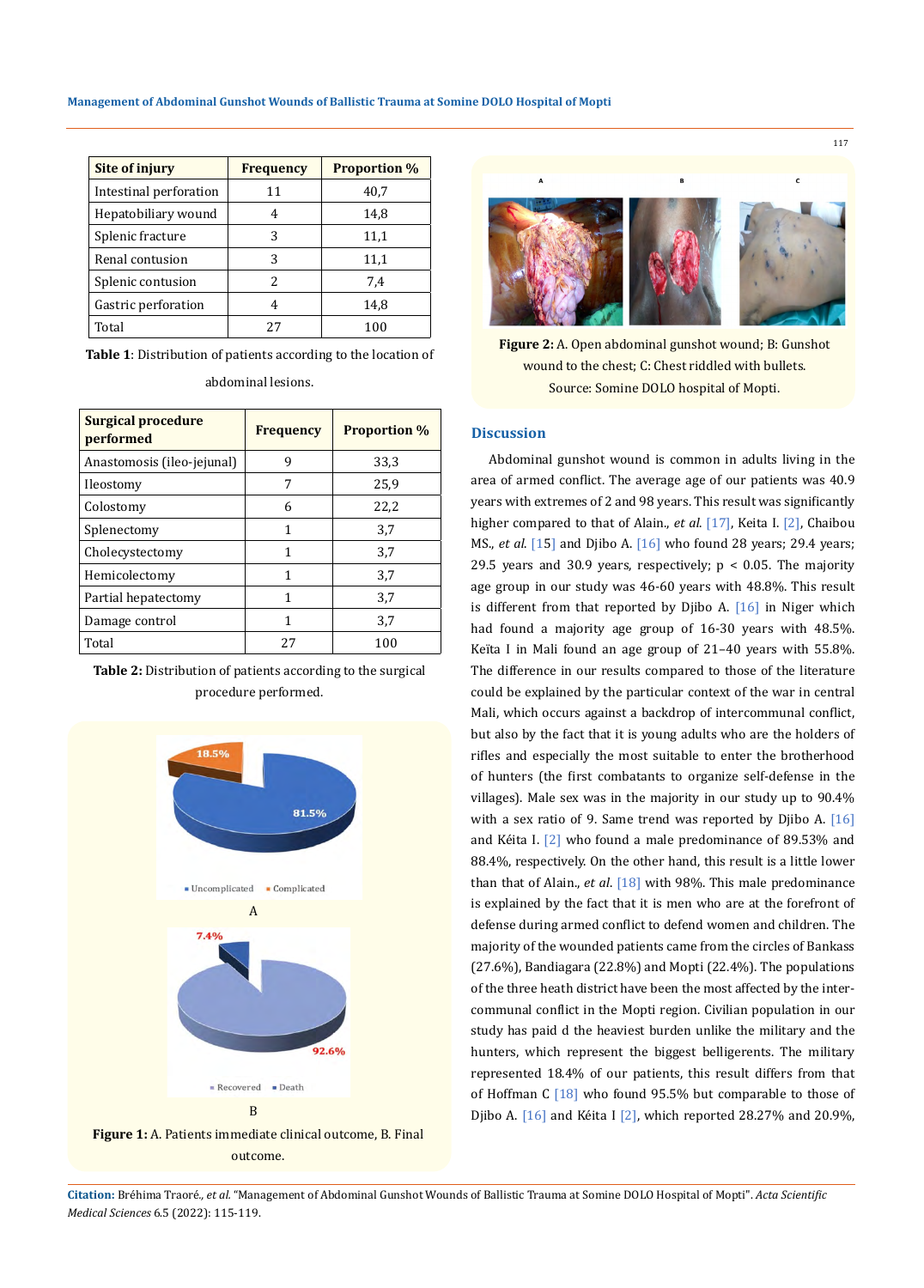| Site of injury | Frequency | Proportion % |
|---|---|---|
| Intestinal perforation | 11 | 40,7 |
| Hepatobiliary wound | 4 | 14,8 |
| Splenic fracture | 3 | 11,1 |
| Renal contusion | 3 | 11,1 |
| Splenic contusion | 2 | 7,4 |
| Gastric perforation | 4 | 14,8 |
| Total | 27 | 100 |

**Table 1**: Distribution of patients according to the location of abdominal lesions.

| Surgical procedure performed | Frequency | Proportion % |
|---|---|---|
| Anastomosis (ileo-jejunal) | 9 | 33,3 |
| Ileostomy | 7 | 25,9 |
| Colostomy | 6 | 22,2 |
| Splenectomy | 1 | 3,7 |
| Cholecystectomy | 1 | 3,7 |
| Hemicolectomy | 1 | 3,7 |
| Partial hepatectomy | 1 | 3,7 |
| Damage control | 1 | 3,7 |
| Total | 27 | 100 |

**Table 2:** Distribution of patients according to the surgical procedure performed.

**Figure 1:** A. Patients immediate clinical outcome, B. Final outcome.

**Figure 2:** A. Open abdominal gunshot wound; B: Gunshot wound to the chest; C: Chest riddled with bullets. Source: Somine DOLO hospital of Mopti.

## Discussion

Abdominal gunshot wound is common in adults living in the area of armed conflict. The average age of our patients was 40.9 years with extremes of 2 and 98 years. This result was significantly higher compared to that of Alain., *et al.* [17], Keita I. [2], Chaibou MS., *et al.* [15] and Djibo A. [16] who found 28 years; 29.4 years; 29.5 years and 30.9 years, respectively; $p < 0.05$. The majority age group in our study was 46-60 years with 48.8%. This result is different from that reported by Djibo A. [16] in Niger which had found a majority age group of 16-30 years with 48.5%. Keïta I in Mali found an age group of 21–40 years with 55.8%. The difference in our results compared to those of the literature could be explained by the particular context of the war in central Mali, which occurs against a backdrop of intercommunal conflict, but also by the fact that it is young adults who are the holders of rifles and especially the most suitable to enter the brotherhood of hunters (the first combatants to organize self-defense in the villages). Male sex was in the majority in our study up to 90.4% with a sex ratio of 9. Same trend was reported by Djibo A. [16] and Kéita I. [2] who found a male predominance of 89.53% and 88.4%, respectively. On the other hand, this result is a little lower than that of Alain., *et al.* [18] with 98%. This male predominance is explained by the fact that it is men who are at the forefront of defense during armed conflict to defend women and children. The majority of the wounded patients came from the circles of Bankass (27.6%), Bandiagara (22.8%) and Mopti (22.4%). The populations of the three heath district have been the most affected by the inter-communal conflict in the Mopti region. Civilian population in our study has paid d the heaviest burden unlike the military and the hunters, which represent the biggest belligerents. The military represented 18.4% of our patients, this result differs from that of Hoffman C [18] who found 95.5% but comparable to those of Djibo A. [16] and Kéita I [2], which reported 28.27% and 20.9%,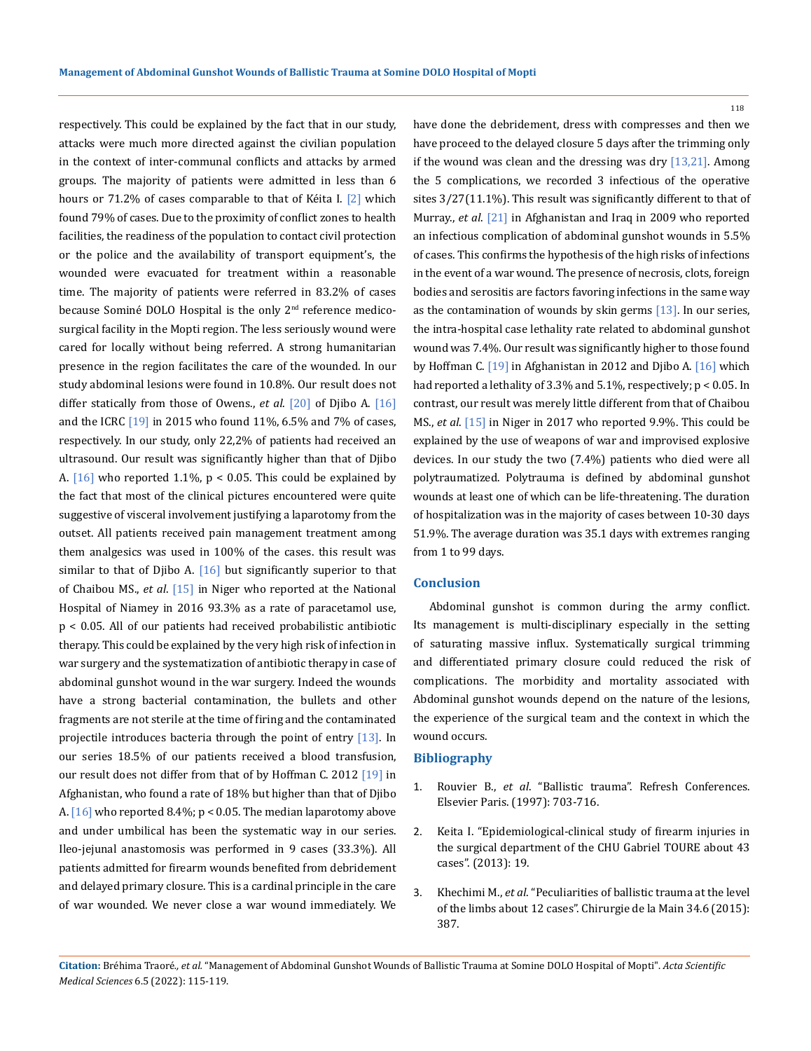respectively. This could be explained by the fact that in our study, attacks were much more directed against the civilian population in the context of inter-communal conflicts and attacks by armed groups. The majority of patients were admitted in less than 6 hours or 71.2% of cases comparable to that of Kéita I. [2] which found 79% of cases. Due to the proximity of conflict zones to health facilities, the readiness of the population to contact civil protection or the police and the availability of transport equipment's, the wounded were evacuated for treatment within a reasonable time. The majority of patients were referred in 83.2% of cases because Sominé DOLO Hospital is the only 2nd reference medico-surgical facility in the Mopti region. The less seriously wound were cared for locally without being referred. A strong humanitarian presence in the region facilitates the care of the wounded. In our study abdominal lesions were found in 10.8%. Our result does not differ statically from those of Owens., *et al*. [20] of Djibo A. [16] and the ICRC [19] in 2015 who found 11%, 6.5% and 7% of cases, respectively. In our study, only 22,2% of patients had received an ultrasound. Our result was significantly higher than that of Djibo A. [16] who reported 1.1%, $p < 0.05$. This could be explained by the fact that most of the clinical pictures encountered were quite suggestive of visceral involvement justifying a laparotomy from the outset. All patients received pain management treatment among them analgesics was used in 100% of the cases. this result was similar to that of Djibo A. [16] but significantly superior to that of Chaibou MS., *et al*. [15] in Niger who reported at the National Hospital of Niamey in 2016 93.3% as a rate of paracetamol use, $p < 0.05$. All of our patients had received probabilistic antibiotic therapy. This could be explained by the very high risk of infection in war surgery and the systematization of antibiotic therapy in case of abdominal gunshot wound in the war surgery. Indeed the wounds have a strong bacterial contamination, the bullets and other fragments are not sterile at the time of firing and the contaminated projectile introduces bacteria through the point of entry [13]. In our series 18.5% of our patients received a blood transfusion, our result does not differ from that of by Hoffman C. 2012 [19] in Afghanistan, who found a rate of 18% but higher than that of Djibo A. [16] who reported 8.4%; $p < 0.05$. The median laparotomy above and under umbilical has been the systematic way in our series. Ileo-jejunal anastomosis was performed in 9 cases (33.3%). All patients admitted for firearm wounds benefited from debridement and delayed primary closure. This is a cardinal principle in the care of war wounded. We never close a war wound immediately. We have done the debridement, dress with compresses and then we have proceed to the delayed closure 5 days after the trimming only if the wound was clean and the dressing was dry [13,21]. Among the 5 complications, we recorded 3 infectious of the operative sites 3/27(11.1%). This result was significantly different to that of Murray., *et al*. [21] in Afghanistan and Iraq in 2009 who reported an infectious complication of abdominal gunshot wounds in 5.5% of cases. This confirms the hypothesis of the high risks of infections in the event of a war wound. The presence of necrosis, clots, foreign bodies and serositis are factors favoring infections in the same way as the contamination of wounds by skin germs [13]. In our series, the intra-hospital case lethality rate related to abdominal gunshot wound was 7.4%. Our result was significantly higher to those found by Hoffman C. [19] in Afghanistan in 2012 and Djibo A. [16] which had reported a lethality of 3.3% and 5.1%, respectively; $p < 0.05$. In contrast, our result was merely little different from that of Chaibou MS., *et al*. [15] in Niger in 2017 who reported 9.9%. This could be explained by the use of weapons of war and improvised explosive devices. In our study the two (7.4%) patients who died were all polytraumatized. Polytrauma is defined by abdominal gunshot wounds at least one of which can be life-threatening. The duration of hospitalization was in the majority of cases between 10-30 days 51.9%. The average duration was 35.1 days with extremes ranging from 1 to 99 days.

## Conclusion

Abdominal gunshot is common during the army conflict. Its management is multi-disciplinary especially in the setting of saturating massive influx. Systematically surgical trimming and differentiated primary closure could reduced the risk of complications. The morbidity and mortality associated with Abdominal gunshot wounds depend on the nature of the lesions, the experience of the surgical team and the context in which the wound occurs.

## Bibliography

1. Rouvier B., *et al*. "Ballistic trauma". Refresh Conferences. Elsevier Paris. (1997): 703-716.
2. Keita I. "Epidemiological-clinical study of firearm injuries in the surgical department of the CHU Gabriel TOURE about 43 cases". (2013): 19.
3. Khechimi M., *et al*. "Peculiarities of ballistic trauma at the level of the limbs about 12 cases". Chirurgie de la Main 34.6 (2015): 387.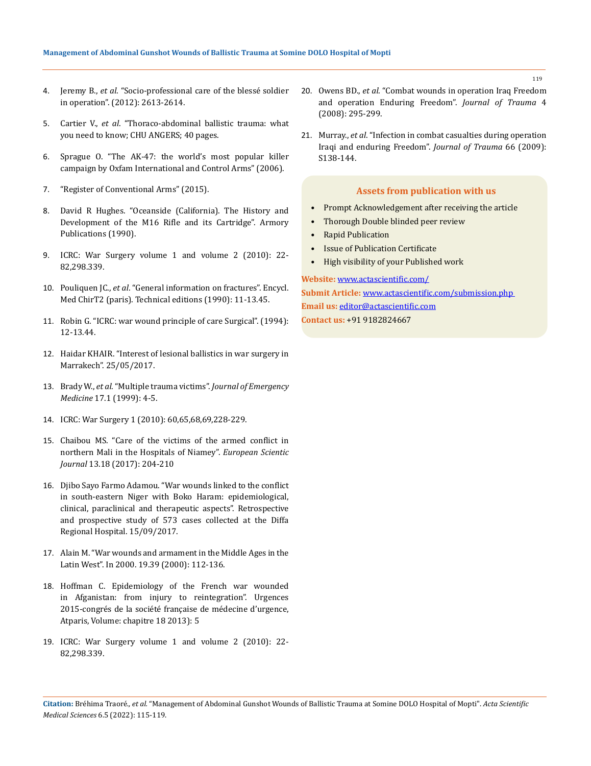4. Jeremy B., *et al*. "Socio-professional care of the blessé soldier in operation". (2012): 2613-2614.

5. Cartier V., *et al*. "Thoraco-abdominal ballistic trauma: what you need to know; CHU ANGERS; 40 pages.

6. Sprague O. "The AK-47: the world's most popular killer campaign by Oxfam International and Control Arms" (2006).

7. "Register of Conventional Arms" (2015).

8. David R Hughes. "Oceanside (California). The History and Development of the M16 Rifle and its Cartridge". Armory Publications (1990).

9. ICRC: War Surgery volume 1 and volume 2 (2010): 22-82,298.339.

10. Pouliquen JC., *et al*. "General information on fractures". Encycl. Med ChirT2 (paris). Technical editions (1990): 11-13.45.

11. Robin G. "ICRC: war wound principle of care Surgical". (1994): 12-13.44.

12. Haidar KHAIR. "Interest of lesional ballistics in war surgery in Marrakech". 25/05/2017.

13. Brady W., *et al*. "Multiple trauma victims". *Journal of Emergency Medicine* 17.1 (1999): 4-5.

14. ICRC: War Surgery 1 (2010): 60,65,68,69,228-229.

15. Chaibou MS. "Care of the victims of the armed conflict in northern Mali in the Hospitals of Niamey". *European Scientic Journal* 13.18 (2017): 204-210

16. Djibo Sayo Farmo Adamou. "War wounds linked to the conflict in south-eastern Niger with Boko Haram: epidemiological, clinical, paraclinical and therapeutic aspects". Retrospective and prospective study of 573 cases collected at the Diffa Regional Hospital. 15/09/2017.

17. Alain M. "War wounds and armament in the Middle Ages in the Latin West". In 2000. 19.39 (2000): 112-136.

18. Hoffman C. Epidemiology of the French war wounded in Afganistan: from injury to reintegration". Urgences 2015-congrés de la société française de médecine d'urgence, Atparis, Volume: chapitre 18 2013): 5

19. ICRC: War Surgery volume 1 and volume 2 (2010): 22-82,298.339.

20. Owens BD., *et al*. "Combat wounds in operation Iraq Freedom and operation Enduring Freedom". *Journal of Trauma* 4 (2008): 295-299.

21. Murray., *et al*. "Infection in combat casualties during operation Iraqi and enduring Freedom". *Journal of Trauma* 66 (2009): S138-144.

### Assets from publication with us

- Prompt Acknowledgement after receiving the article
- Thorough Double blinded peer review
- Rapid Publication
- Issue of Publication Certificate
- High visibility of your Published work

**Website:** www.actascientific.com/

**Submit Article:** www.actascientific.com/submission.php

**Email us:** editor@actascientific.com

**Contact us:** +91 9182824667

**Citation:** Bréhima Traoré*., et al.* "Management of Abdominal Gunshot Wounds of Ballistic Trauma at Somine DOLO Hospital of Mopti". *Acta Scientific Medical Sciences* 6.5 (2022): 115-119.